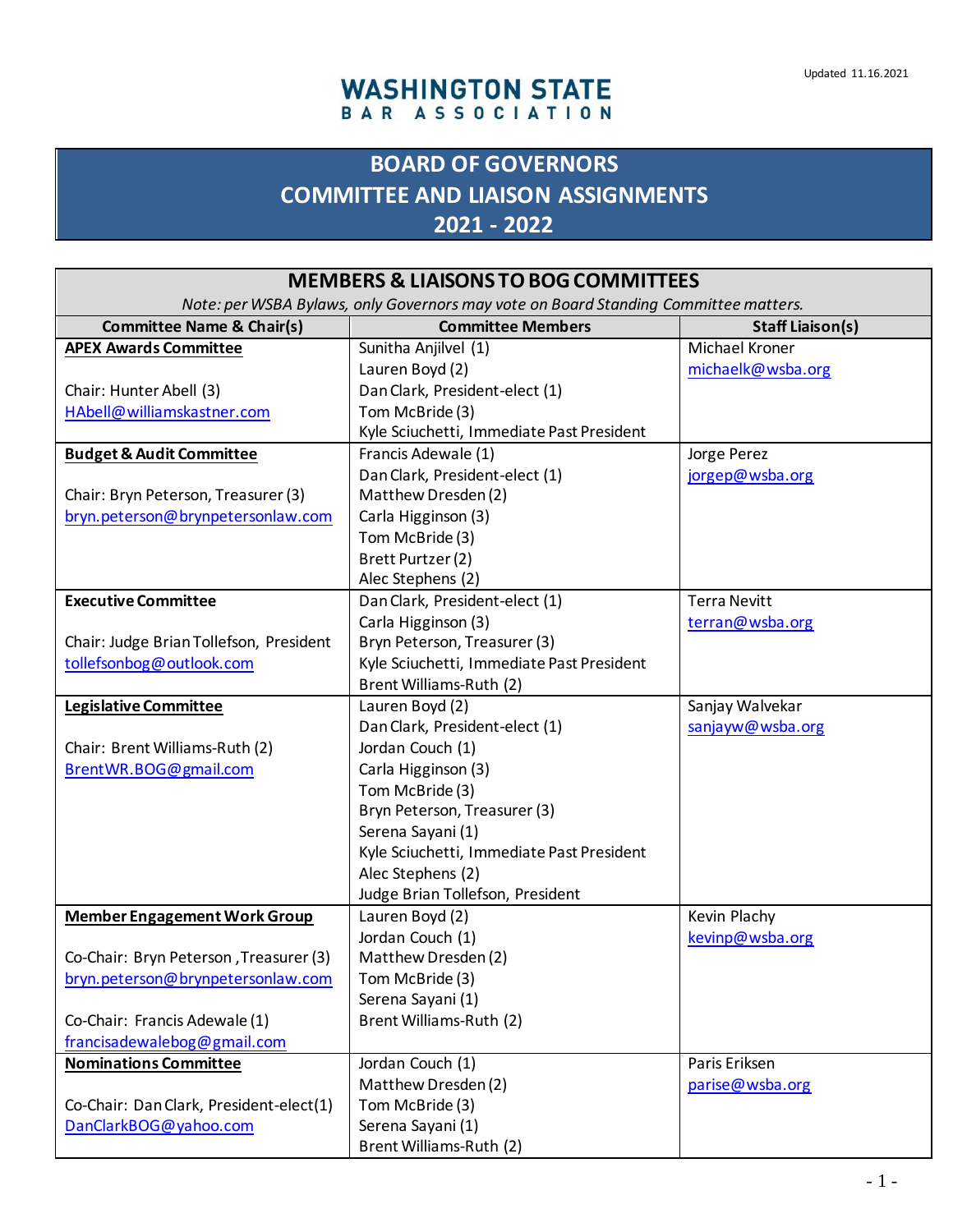Updated 11.16.2021

WASHINGTON STATE BAR ASSOCIATION

# BOARD OF GOVERNORS COMMITTEE AND LIAISON ASSIGNMENTS 2021 - 2022

## MEMBERS & LIAISONS TO BOG COMMITTEES

*Note: per WSBA Bylaws, only Governors may vote on Board Standing Committee matters.*

| Committee Name & Chair(s) | Committee Members | Staff Liaison(s) |
|---|---|---|
| **APEX Awards Committee**<br><br>Chair: Hunter Abell (3)<br>HAbell@williamskastner.com | Sunitha Anjilvel (1)<br>Lauren Boyd (2)<br>Dan Clark, President-elect (1)<br>Tom McBride (3)<br>Kyle Sciuchetti, Immediate Past President | Michael Kroner<br>michaelk@wsba.org |
| **Budget & Audit Committee**<br><br>Chair: Bryn Peterson, Treasurer (3)<br>bryn.peterson@brynpetersonlaw.com | Francis Adewale (1)<br>Dan Clark, President-elect (1)<br>Matthew Dresden (2)<br>Carla Higginson (3)<br>Tom McBride (3)<br>Brett Purtzer (2)<br>Alec Stephens (2) | Jorge Perez<br>jorgep@wsba.org |
| **Executive Committee**<br><br>Chair: Judge Brian Tollefson, President<br>tollefsonbog@outlook.com | Dan Clark, President-elect (1)<br>Carla Higginson (3)<br>Bryn Peterson, Treasurer (3)<br>Kyle Sciuchetti, Immediate Past President<br>Brent Williams-Ruth (2) | Terra Nevitt<br>terran@wsba.org |
| **Legislative Committee**<br><br>Chair: Brent Williams-Ruth (2)<br>BrentWR.BOG@gmail.com | Lauren Boyd (2)<br>Dan Clark, President-elect (1)<br>Jordan Couch (1)<br>Carla Higginson (3)<br>Tom McBride (3)<br>Bryn Peterson, Treasurer (3)<br>Serena Sayani (1)<br>Kyle Sciuchetti, Immediate Past President<br>Alec Stephens (2)<br>Judge Brian Tollefson, President | Sanjay Walvekar<br>sanjayw@wsba.org |
| **Member Engagement Work Group**<br><br>Co-Chair: Bryn Peterson ,Treasurer (3)<br>bryn.peterson@brynpetersonlaw.com<br><br>Co-Chair: Francis Adewale (1)<br>francisadewalebog@gmail.com | Lauren Boyd (2)<br>Jordan Couch (1)<br>Matthew Dresden (2)<br>Tom McBride (3)<br>Serena Sayani (1)<br>Brent Williams-Ruth (2) | Kevin Plachy<br>kevinp@wsba.org |
| **Nominations Committee**<br><br>Co-Chair: Dan Clark, President-elect(1)<br>DanClarkBOG@yahoo.com | Jordan Couch (1)<br>Matthew Dresden (2)<br>Tom McBride (3)<br>Serena Sayani (1)<br>Brent Williams-Ruth (2) | Paris Eriksen<br>parise@wsba.org |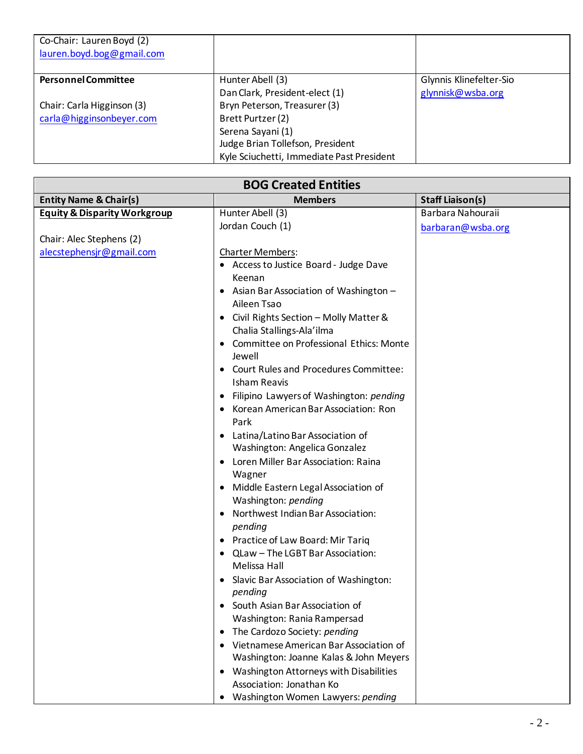| | | |
|---|---|---|
| Co-Chair: Lauren Boyd (2)<br>lauren.boyd.bog@gmail.com | | |
| **Personnel Committee**<br><br>Chair: Carla Higginson (3)<br>carla@higginsonbeyer.com | Hunter Abell (3)<br>Dan Clark, President-elect (1)<br>Bryn Peterson, Treasurer (3)<br>Brett Purtzer (2)<br>Serena Sayani (1)<br>Judge Brian Tollefson, President<br>Kyle Sciuchetti, Immediate Past President | Glynnis Klinefelter-Sio<br>glynnisk@wsba.org |

| **BOG Created Entities** | | |
|---|---|---|
| **Entity Name & Chair(s)** | **Members** | **Staff Liaison(s)** |
| **Equity & Disparity Workgroup**<br><br>Chair: Alec Stephens (2)<br>alecstephensjr@gmail.com | Hunter Abell (3)<br>Jordan Couch (1)<br><br>Charter Members:<br>• Access to Justice Board - Judge Dave Keenan<br>• Asian Bar Association of Washington – Aileen Tsao<br>• Civil Rights Section – Molly Matter & Chalia Stallings-Ala'ilma<br>• Committee on Professional Ethics: Monte Jewell<br>• Court Rules and Procedures Committee: Isham Reavis<br>• Filipino Lawyers of Washington: *pending*<br>• Korean American Bar Association: Ron Park<br>• Latina/Latino Bar Association of Washington: Angelica Gonzalez<br>• Loren Miller Bar Association: Raina Wagner<br>• Middle Eastern Legal Association of Washington: *pending*<br>• Northwest Indian Bar Association: *pending*<br>• Practice of Law Board: Mir Tariq<br>• QLaw – The LGBT Bar Association: Melissa Hall<br>• Slavic Bar Association of Washington: *pending*<br>• South Asian Bar Association of Washington: Rania Rampersad<br>• The Cardozo Society: *pending*<br>• Vietnamese American Bar Association of Washington: Joanne Kalas & John Meyers<br>• Washington Attorneys with Disabilities Association: Jonathan Ko<br>• Washington Women Lawyers: *pending* | Barbara Nahouraii<br>barbaran@wsba.org |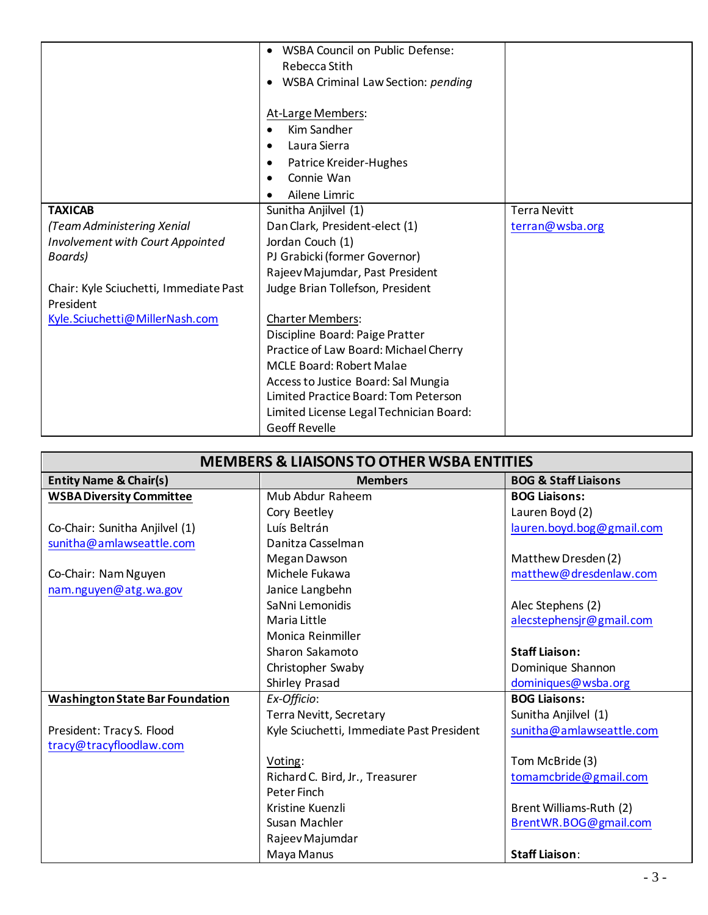| | | |
|---|---|---|
| | • WSBA Council on Public Defense: Rebecca Stith<br>• WSBA Criminal Law Section: *pending*<br><br>At-Large Members:<br>• Kim Sandher<br>• Laura Sierra<br>• Patrice Kreider-Hughes<br>• Connie Wan<br>• Ailene Limric | |
| **TAXICAB**<br>*(Team Administering Xenial Involvement with Court Appointed Boards)*<br><br>Chair: Kyle Sciuchetti, Immediate Past President<br>Kyle.Sciuchetti@MillerNash.com | Sunitha Anjilvel (1)<br>Dan Clark, President-elect (1)<br>Jordan Couch (1)<br>PJ Grabicki (former Governor)<br>Rajeev Majumdar, Past President<br>Judge Brian Tollefson, President<br><br>Charter Members:<br>Discipline Board: Paige Pratter<br>Practice of Law Board: Michael Cherry<br>MCLE Board: Robert Malae<br>Access to Justice Board: Sal Mungia<br>Limited Practice Board: Tom Peterson<br>Limited License Legal Technician Board: Geoff Revelle | Terra Nevitt<br>terran@wsba.org |

## MEMBERS & LIAISONS TO OTHER WSBA ENTITIES

| Entity Name & Chair(s) | Members | BOG & Staff Liaisons |
|---|---|---|
| **WSBA Diversity Committee**<br><br>Co-Chair: Sunitha Anjilvel (1)<br>sunitha@amlawseattle.com<br><br>Co-Chair: Nam Nguyen<br>nam.nguyen@atg.wa.gov | Mub Abdur Raheem<br>Cory Beetley<br>Luís Beltrán<br>Danitza Casselman<br>Megan Dawson<br>Michele Fukawa<br>Janice Langbehn<br>SaNni Lemonidis<br>Maria Little<br>Monica Reinmiller<br>Sharon Sakamoto<br>Christopher Swaby<br>Shirley Prasad | **BOG Liaisons:**<br>Lauren Boyd (2)<br>lauren.boyd.bog@gmail.com<br><br>Matthew Dresden (2)<br>matthew@dresdenlaw.com<br><br>Alec Stephens (2)<br>alecstephensjr@gmail.com<br><br>**Staff Liaison:**<br>Dominique Shannon<br>dominiques@wsba.org |
| **Washington State Bar Foundation**<br><br>President: Tracy S. Flood<br>tracy@tracyfloodlaw.com | *Ex-Officio*:<br>Terra Nevitt, Secretary<br>Kyle Sciuchetti, Immediate Past President<br><br>Voting:<br>Richard C. Bird, Jr., Treasurer<br>Peter Finch<br>Kristine Kuenzli<br>Susan Machler<br>Rajeev Majumdar<br>Maya Manus | **BOG Liaisons:**<br>Sunitha Anjilvel (1)<br>sunitha@amlawseattle.com<br><br>Tom McBride (3)<br>tomamcbride@gmail.com<br><br>Brent Williams-Ruth (2)<br>BrentWR.BOG@gmail.com<br><br>**Staff Liaison**: |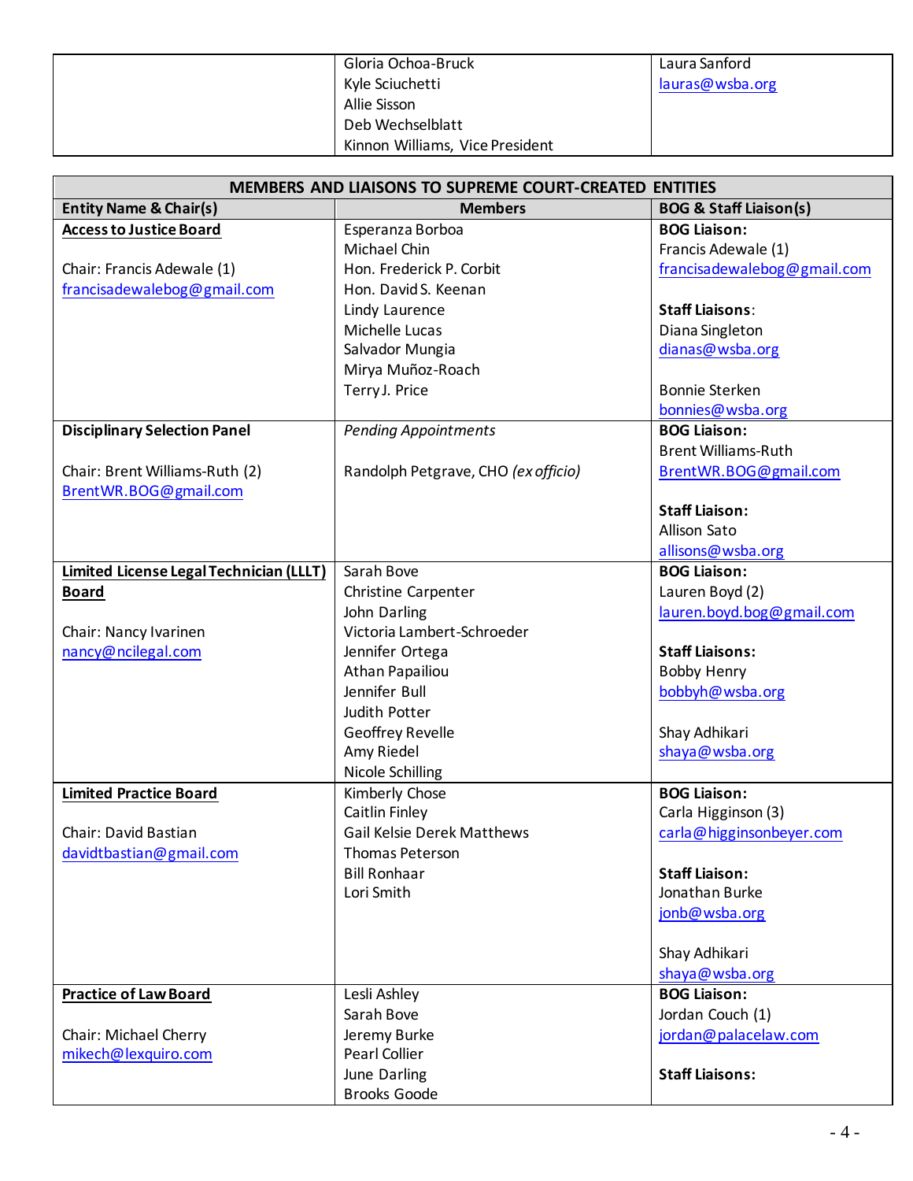| | | |
|---|---|---|
| | Gloria Ochoa-Bruck<br>Kyle Sciuchetti<br>Allie Sisson<br>Deb Wechselblatt<br>Kinnon Williams, Vice President | Laura Sanford<br>lauras@wsba.org |

| MEMBERS AND LIAISONS TO SUPREME COURT-CREATED ENTITIES | | |
|---|---|---|
| **Entity Name & Chair(s)** | **Members** | **BOG & Staff Liaison(s)** |
| **Access to Justice Board**<br><br>Chair: Francis Adewale (1)<br>francisadewalebog@gmail.com | Esperanza Borboa<br>Michael Chin<br>Hon. Frederick P. Corbit<br>Hon. David S. Keenan<br>Lindy Laurence<br>Michelle Lucas<br>Salvador Mungia<br>Mirya Muñoz-Roach<br>Terry J. Price | **BOG Liaison:**<br>Francis Adewale (1)<br>francisadewalebog@gmail.com<br><br>**Staff Liaisons**:<br>Diana Singleton<br>dianas@wsba.org<br><br>Bonnie Sterken<br>bonnies@wsba.org |
| **Disciplinary Selection Panel**<br><br>Chair: Brent Williams-Ruth (2)<br>BrentWR.BOG@gmail.com | *Pending Appointments*<br><br>Randolph Petgrave, CHO *(ex officio)* | **BOG Liaison:**<br>Brent Williams-Ruth<br>BrentWR.BOG@gmail.com<br><br>**Staff Liaison:**<br>Allison Sato<br>allisons@wsba.org |
| **Limited License Legal Technician (LLLT) Board**<br><br>Chair: Nancy Ivarinen<br>nancy@ncilegal.com | Sarah Bove<br>Christine Carpenter<br>John Darling<br>Victoria Lambert-Schroeder<br>Jennifer Ortega<br>Athan Papailiou<br>Jennifer Bull<br>Judith Potter<br>Geoffrey Revelle<br>Amy Riedel<br>Nicole Schilling | **BOG Liaison:**<br>Lauren Boyd (2)<br>lauren.boyd.bog@gmail.com<br><br>**Staff Liaisons:**<br>Bobby Henry<br>bobbyh@wsba.org<br><br>Shay Adhikari<br>shaya@wsba.org |
| **Limited Practice Board**<br><br>Chair: David Bastian<br>davidtbastian@gmail.com | Kimberly Chose<br>Caitlin Finley<br>Gail Kelsie Derek Matthews<br>Thomas Peterson<br>Bill Ronhaar<br>Lori Smith | **BOG Liaison:**<br>Carla Higginson (3)<br>carla@higginsonbeyer.com<br><br>**Staff Liaison:**<br>Jonathan Burke<br>jonb@wsba.org<br><br>Shay Adhikari<br>shaya@wsba.org |
| **Practice of Law Board**<br><br>Chair: Michael Cherry<br>mikech@lexquiro.com | Lesli Ashley<br>Sarah Bove<br>Jeremy Burke<br>Pearl Collier<br>June Darling<br>Brooks Goode | **BOG Liaison:**<br>Jordan Couch (1)<br>jordan@palacelaw.com<br><br>**Staff Liaisons:** |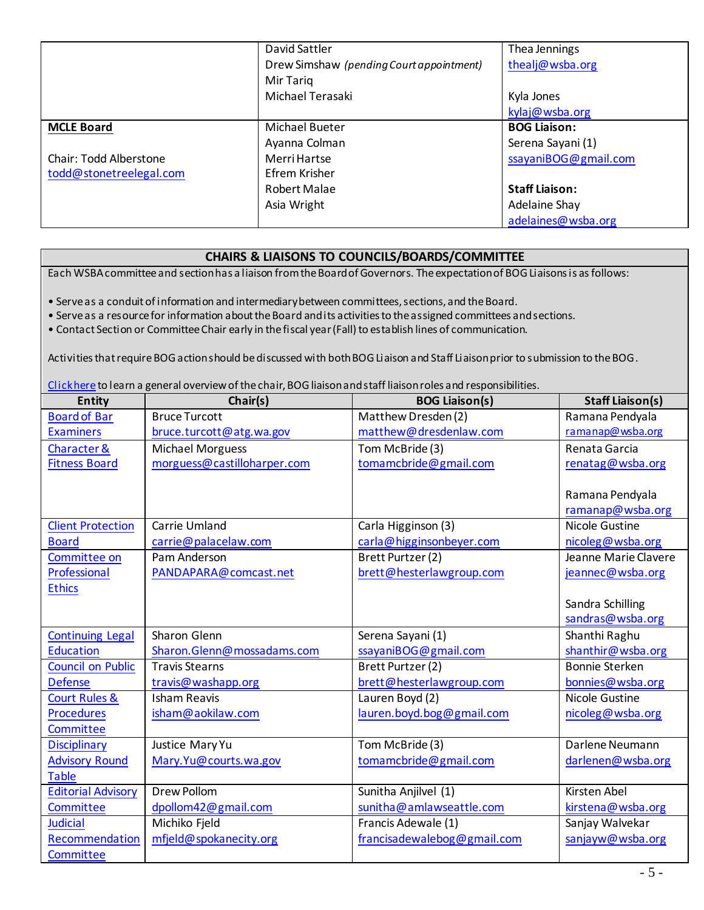| | | |
|---|---|---|
| | David Sattler<br>Drew Simshaw *(pending Court appointment)*<br>Mir Tariq<br>Michael Terasaki | Thea Jennings<br>thealj@wsba.org<br><br>Kyla Jones<br>kylaj@wsba.org |
| **MCLE Board**<br><br>Chair: Todd Alberstone<br>todd@stonetreelegal.com | Michael Bueter<br>Ayanna Colman<br>Merri Hartse<br>Efrem Krisher<br>Robert Malae<br>Asia Wright | **BOG Liaison:**<br>Serena Sayani (1)<br>ssayaniBOG@gmail.com<br><br>**Staff Liaison:**<br>Adelaine Shay<br>adelaines@wsba.org |

## CHAIRS & LIAISONS TO COUNCILS/BOARDS/COMMITTEE

Each WSBA committee and section has a liaison from the Board of Governors. The expectation of BOG Liaisons is as follows:

- Serve as a conduit of information and intermediary between committees, sections, and the Board.
- Serve as a resource for information about the Board and its activities to the assigned committees and sections.
- Contact Section or Committee Chair early in the fiscal year (Fall) to establish lines of communication.

Activities that require BOG action should be discussed with both BOG Liaison and Staff Liaison prior to submission to the BOG.

Click here to learn a general overview of the chair, BOG liaison and staff liaison roles and responsibilities.

| Entity | Chair(s) | BOG Liaison(s) | Staff Liaison(s) |
|---|---|---|---|
| Board of Bar Examiners | Bruce Turcott<br>bruce.turcott@atg.wa.gov | Matthew Dresden (2)<br>matthew@dresdenlaw.com | Ramana Pendyala<br>ramanap@wsba.org |
| Character & Fitness Board | Michael Morguess<br>morguess@castilloharper.com | Tom McBride (3)<br>tomamcbride@gmail.com | Renata Garcia<br>renatag@wsba.org<br><br>Ramana Pendyala<br>ramanap@wsba.org |
| Client Protection Board | Carrie Umland<br>carrie@palacelaw.com | Carla Higginson (3)<br>carla@higginsonbeyer.com | Nicole Gustine<br>nicoleg@wsba.org |
| Committee on Professional Ethics | Pam Anderson<br>PANDAPARA@comcast.net | Brett Purtzer (2)<br>brett@hesterlawgroup.com | Jeanne Marie Clavere<br>jeannec@wsba.org<br><br>Sandra Schilling<br>sandras@wsba.org |
| Continuing Legal Education | Sharon Glenn<br>Sharon.Glenn@mossadams.com | Serena Sayani (1)<br>ssayaniBOG@gmail.com | Shanthi Raghu<br>shanthir@wsba.org |
| Council on Public Defense | Travis Stearns<br>travis@washapp.org | Brett Purtzer (2)<br>brett@hesterlawgroup.com | Bonnie Sterken<br>bonnies@wsba.org |
| Court Rules & Procedures Committee | Isham Reavis<br>isham@aokilaw.com | Lauren Boyd (2)<br>lauren.boyd.bog@gmail.com | Nicole Gustine<br>nicoleg@wsba.org |
| Disciplinary Advisory Round Table | Justice Mary Yu<br>Mary.Yu@courts.wa.gov | Tom McBride (3)<br>tomamcbride@gmail.com | Darlene Neumann<br>darlenen@wsba.org |
| Editorial Advisory Committee | Drew Pollom<br>dpollom42@gmail.com | Sunitha Anjilvel (1)<br>sunitha@amlawseattle.com | Kirsten Abel<br>kirstena@wsba.org |
| Judicial Recommendation Committee | Michiko Fjeld<br>mfjeld@spokanecity.org | Francis Adewale (1)<br>francisadewalebog@gmail.com | Sanjay Walvekar<br>sanjayw@wsba.org |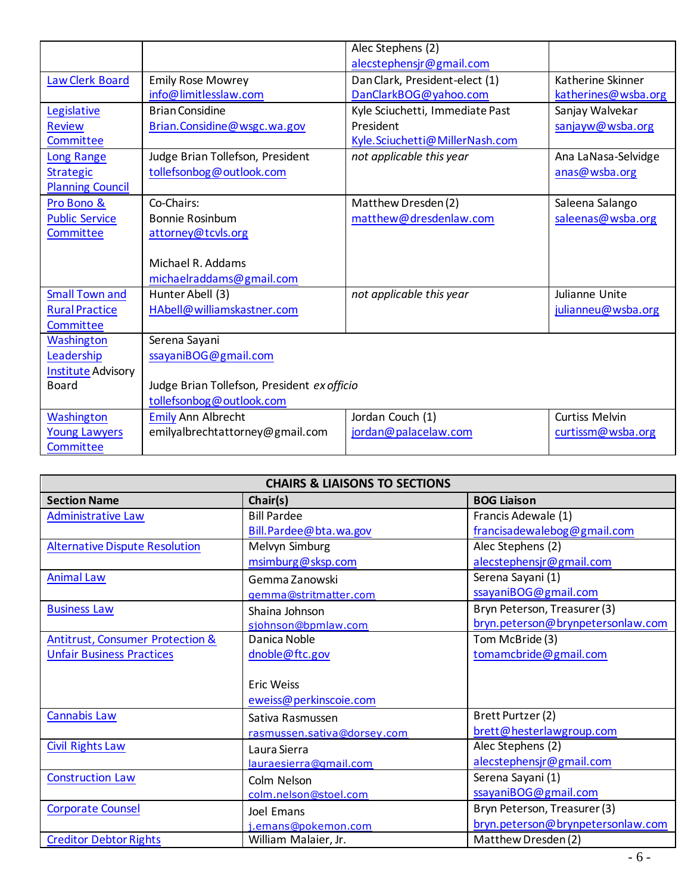| | | | |
|---|---|---|---|
| | | Alec Stephens (2) alecstephensjr@gmail.com | |
| Law Clerk Board | Emily Rose Mowrey info@limitlesslaw.com | Dan Clark, President-elect (1) DanClarkBOG@yahoo.com | Katherine Skinner katherines@wsba.org |
| Legislative Review Committee | Brian Considine Brian.Considine@wsgc.wa.gov | Kyle Sciuchetti, Immediate Past President Kyle.Sciuchetti@MillerNash.com | Sanjay Walvekar sanjayw@wsba.org |
| Long Range Strategic Planning Council | Judge Brian Tollefson, President tollefsonbog@outlook.com | *not applicable this year* | Ana LaNasa-Selvidge anas@wsba.org |
| Pro Bono & Public Service Committee | Co-Chairs: Bonnie Rosinbum attorney@tcvls.org<br><br>Michael R. Addams michaelraddams@gmail.com | Matthew Dresden (2) matthew@dresdenlaw.com | Saleena Salango saleenas@wsba.org |
| Small Town and Rural Practice Committee | Hunter Abell (3) HAbell@williamskastner.com | *not applicable this year* | Julianne Unite julianneu@wsba.org |
| Washington Leadership Institute Advisory Board | Serena Sayani ssayaniBOG@gmail.com<br><br>Judge Brian Tollefson, President *ex officio* tollefsonbog@outlook.com | | |
| Washington Young Lawyers Committee | Emily Ann Albrecht emilyalbrechtattorney@gmail.com | Jordan Couch (1) jordan@palacelaw.com | Curtiss Melvin curtissm@wsba.org |

| **CHAIRS & LIAISONS TO SECTIONS** | | |
|---|---|---|
| **Section Name** | **Chair(s)** | **BOG Liaison** |
| Administrative Law | Bill Pardee Bill.Pardee@bta.wa.gov | Francis Adewale (1) francisadewalebog@gmail.com |
| Alternative Dispute Resolution | Melvyn Simburg msimburg@sksp.com | Alec Stephens (2) alecstephensjr@gmail.com |
| Animal Law | Gemma Zanowski gemma@stritmatter.com | Serena Sayani (1) ssayaniBOG@gmail.com |
| Business Law | Shaina Johnson sjohnson@bpmlaw.com | Bryn Peterson, Treasurer (3) bryn.peterson@brynpetersonlaw.com |
| Antitrust, Consumer Protection & Unfair Business Practices | Danica Noble dnoble@ftc.gov<br><br>Eric Weiss eweiss@perkinscoie.com | Tom McBride (3) tomamcbride@gmail.com |
| Cannabis Law | Sativa Rasmussen rasmussen.sativa@dorsey.com | Brett Purtzer (2) brett@hesterlawgroup.com |
| Civil Rights Law | Laura Sierra lauraesierra@gmail.com | Alec Stephens (2) alecstephensjr@gmail.com |
| Construction Law | Colm Nelson colm.nelson@stoel.com | Serena Sayani (1) ssayaniBOG@gmail.com |
| Corporate Counsel | Joel Emans j.emans@pokemon.com | Bryn Peterson, Treasurer (3) bryn.peterson@brynpetersonlaw.com |
| Creditor Debtor Rights | William Malaier, Jr. | Matthew Dresden (2) |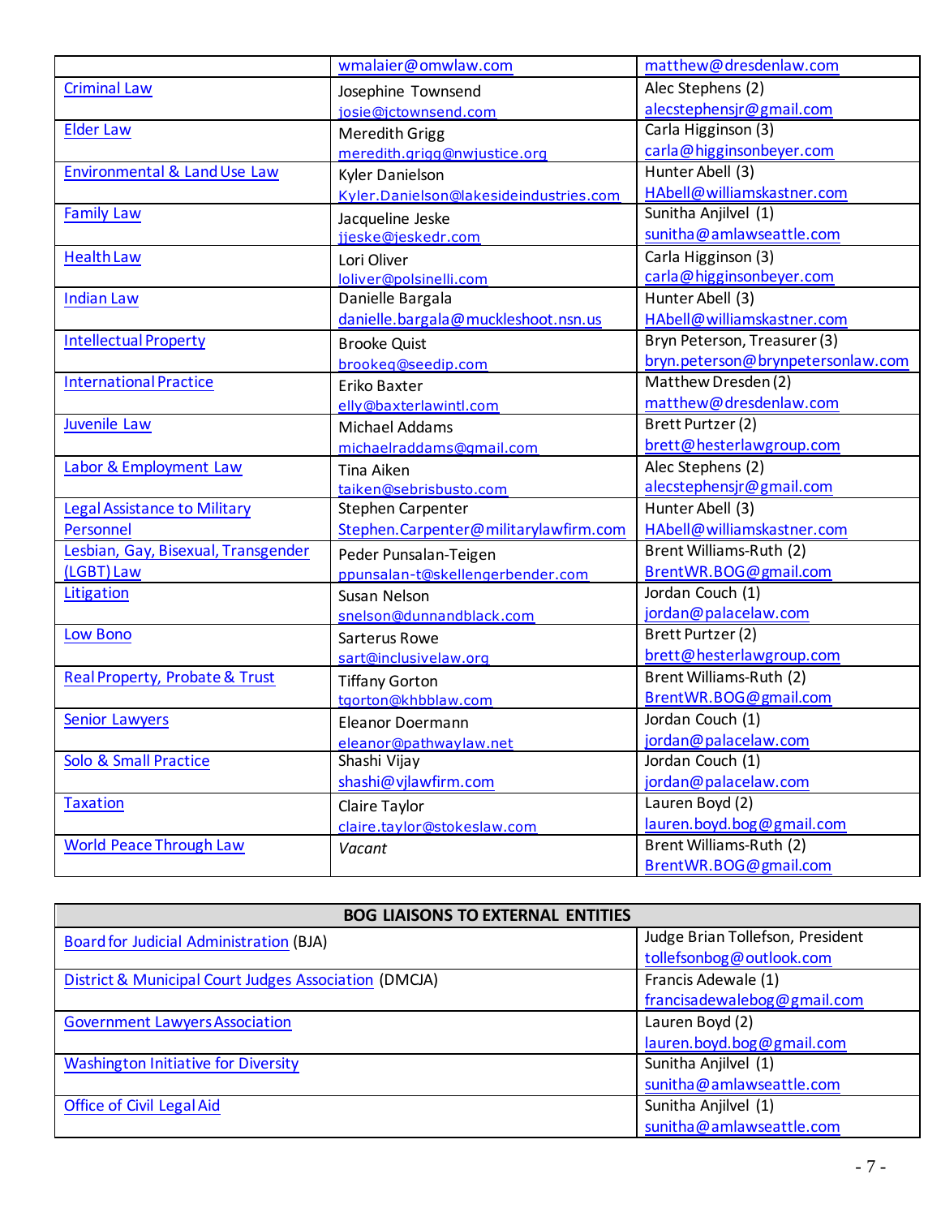| | | |
|---|---|---|
| | wmalaier@omwlaw.com | matthew@dresdenlaw.com |
| Criminal Law | Josephine Townsend josie@jctownsend.com | Alec Stephens (2) alecstephensjr@gmail.com |
| Elder Law | Meredith Grigg meredith.grigg@nwjustice.org | Carla Higginson (3) carla@higginsonbeyer.com |
| Environmental & Land Use Law | Kyler Danielson Kyler.Danielson@lakesideindustries.com | Hunter Abell (3) HAbell@williamskastner.com |
| Family Law | Jacqueline Jeske jjeske@jeskedr.com | Sunitha Anjilvel (1) sunitha@amlawseattle.com |
| Health Law | Lori Oliver loliver@polsinelli.com | Carla Higginson (3) carla@higginsonbeyer.com |
| Indian Law | Danielle Bargala danielle.bargala@muckleshoot.nsn.us | Hunter Abell (3) HAbell@williamskastner.com |
| Intellectual Property | Brooke Quist brookeq@seedip.com | Bryn Peterson, Treasurer (3) bryn.peterson@brynpetersonlaw.com |
| International Practice | Eriko Baxter elly@baxterlawintl.com | Matthew Dresden (2) matthew@dresdenlaw.com |
| Juvenile Law | Michael Addams michaelraddams@gmail.com | Brett Purtzer (2) brett@hesterlawgroup.com |
| Labor & Employment Law | Tina Aiken taiken@sebrisbusto.com | Alec Stephens (2) alecstephensjr@gmail.com |
| Legal Assistance to Military Personnel | Stephen Carpenter Stephen.Carpenter@militarylawfirm.com | Hunter Abell (3) HAbell@williamskastner.com |
| Lesbian, Gay, Bisexual, Transgender (LGBT) Law | Peder Punsalan-Teigen ppunsalan-t@skellengerbender.com | Brent Williams-Ruth (2) BrentWR.BOG@gmail.com |
| Litigation | Susan Nelson snelson@dunnandblack.com | Jordan Couch (1) jordan@palacelaw.com |
| Low Bono | Sarterus Rowe sart@inclusivelaw.org | Brett Purtzer (2) brett@hesterlawgroup.com |
| Real Property, Probate & Trust | Tiffany Gorton tgorton@khbblaw.com | Brent Williams-Ruth (2) BrentWR.BOG@gmail.com |
| Senior Lawyers | Eleanor Doermann eleanor@pathwaylaw.net | Jordan Couch (1) jordan@palacelaw.com |
| Solo & Small Practice | Shashi Vijay shashi@vjlawfirm.com | Jordan Couch (1) jordan@palacelaw.com |
| Taxation | Claire Taylor claire.taylor@stokeslaw.com | Lauren Boyd (2) lauren.boyd.bog@gmail.com |
| World Peace Through Law | *Vacant* | Brent Williams-Ruth (2) BrentWR.BOG@gmail.com |

| BOG LIAISONS TO EXTERNAL ENTITIES | |
|---|---|
| Board for Judicial Administration (BJA) | Judge Brian Tollefson, President tollefsonbog@outlook.com |
| District & Municipal Court Judges Association (DMCJA) | Francis Adewale (1) francisadewalebog@gmail.com |
| Government Lawyers Association | Lauren Boyd (2) lauren.boyd.bog@gmail.com |
| Washington Initiative for Diversity | Sunitha Anjilvel (1) sunitha@amlawseattle.com |
| Office of Civil Legal Aid | Sunitha Anjilvel (1) sunitha@amlawseattle.com |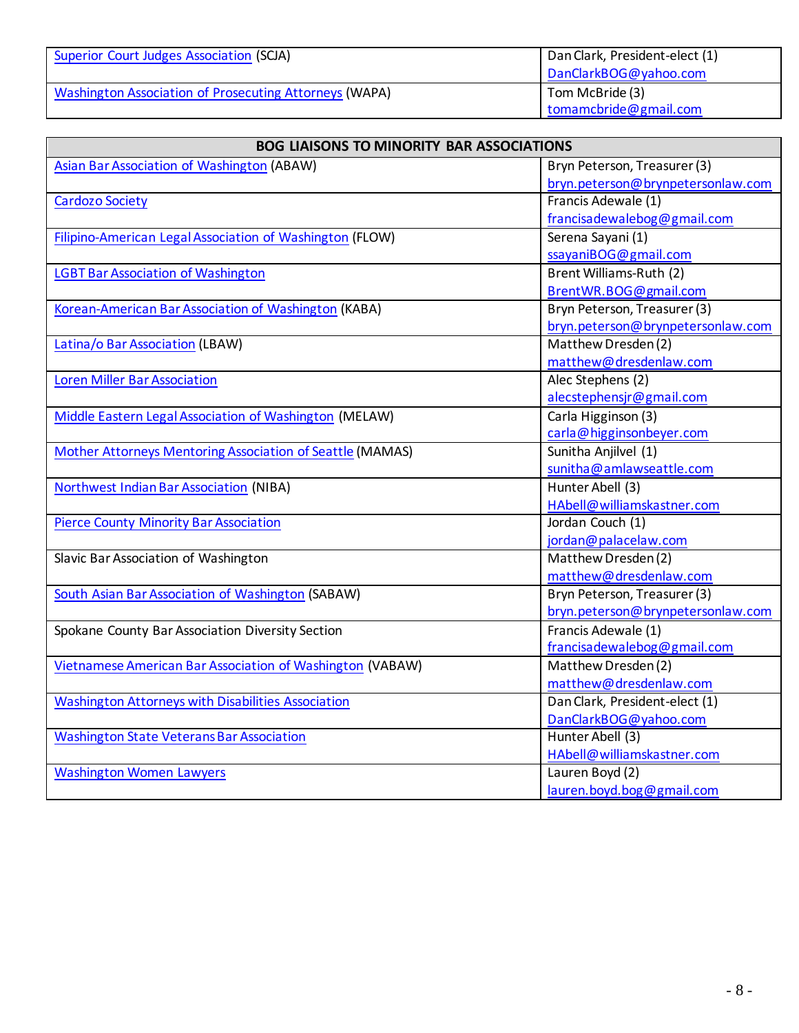| | |
|---|---|
| Superior Court Judges Association (SCJA) | Dan Clark, President-elect (1)<br>DanClarkBOG@yahoo.com |
| Washington Association of Prosecuting Attorneys (WAPA) | Tom McBride (3)<br>tomamcbride@gmail.com |

| **BOG LIAISONS TO MINORITY BAR ASSOCIATIONS** | |
|---|---|
| Asian Bar Association of Washington (ABAW) | Bryn Peterson, Treasurer (3)<br>bryn.peterson@brynpetersonlaw.com |
| Cardozo Society | Francis Adewale (1)<br>francisadewalebog@gmail.com |
| Filipino-American Legal Association of Washington (FLOW) | Serena Sayani (1)<br>ssayaniBOG@gmail.com |
| LGBT Bar Association of Washington | Brent Williams-Ruth (2)<br>BrentWR.BOG@gmail.com |
| Korean-American Bar Association of Washington (KABA) | Bryn Peterson, Treasurer (3)<br>bryn.peterson@brynpetersonlaw.com |
| Latina/o Bar Association (LBAW) | Matthew Dresden (2)<br>matthew@dresdenlaw.com |
| Loren Miller Bar Association | Alec Stephens (2)<br>alecstephensjr@gmail.com |
| Middle Eastern Legal Association of Washington (MELAW) | Carla Higginson (3)<br>carla@higginsonbeyer.com |
| Mother Attorneys Mentoring Association of Seattle (MAMAS) | Sunitha Anjilvel (1)<br>sunitha@amlawseattle.com |
| Northwest Indian Bar Association (NIBA) | Hunter Abell (3)<br>HAbell@williamskastner.com |
| Pierce County Minority Bar Association | Jordan Couch (1)<br>jordan@palacelaw.com |
| Slavic Bar Association of Washington | Matthew Dresden (2)<br>matthew@dresdenlaw.com |
| South Asian Bar Association of Washington (SABAW) | Bryn Peterson, Treasurer (3)<br>bryn.peterson@brynpetersonlaw.com |
| Spokane County Bar Association Diversity Section | Francis Adewale (1)<br>francisadewalebog@gmail.com |
| Vietnamese American Bar Association of Washington (VABAW) | Matthew Dresden (2)<br>matthew@dresdenlaw.com |
| Washington Attorneys with Disabilities Association | Dan Clark, President-elect (1)<br>DanClarkBOG@yahoo.com |
| Washington State Veterans Bar Association | Hunter Abell (3)<br>HAbell@williamskastner.com |
| Washington Women Lawyers | Lauren Boyd (2)<br>lauren.boyd.bog@gmail.com |